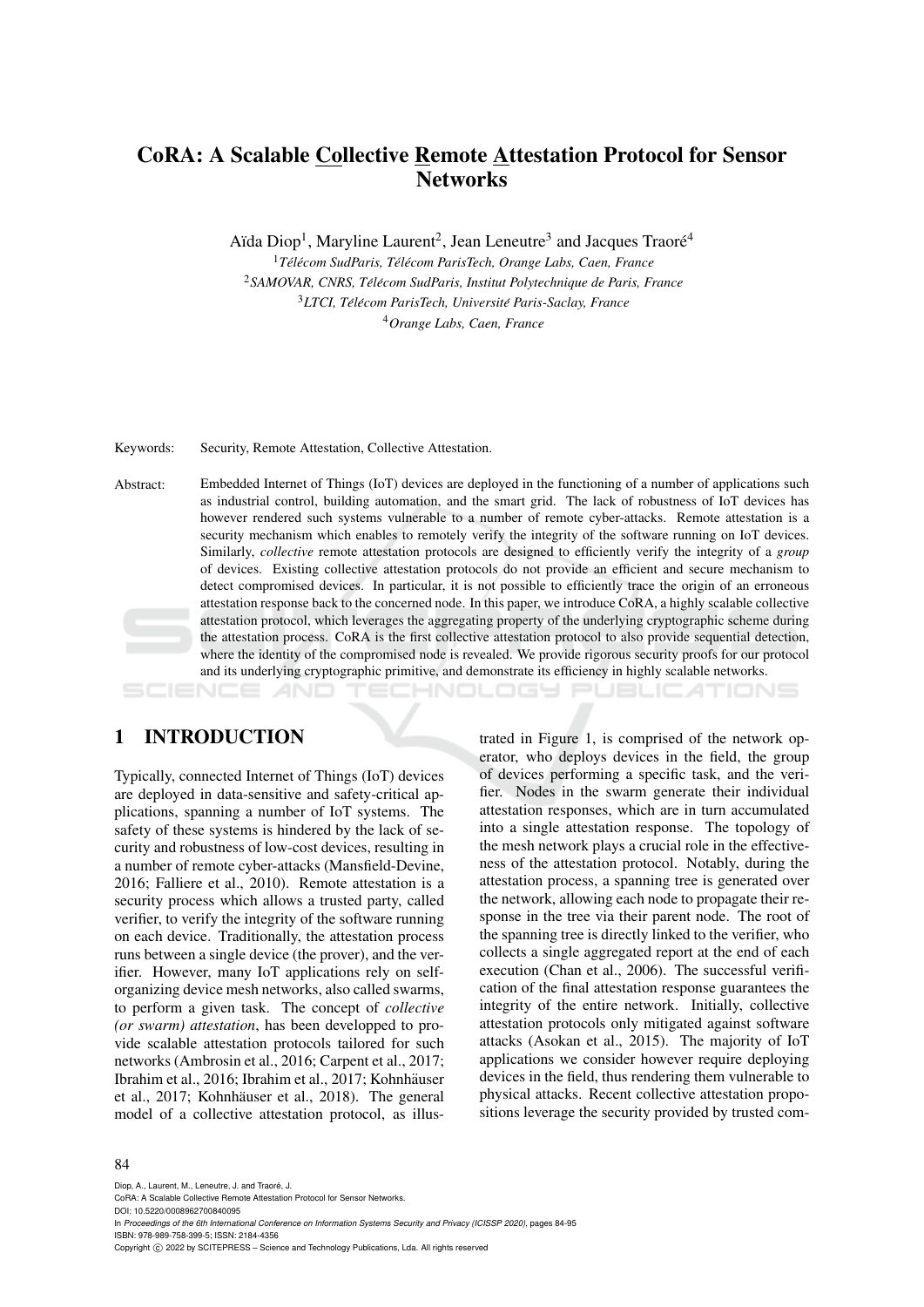# CoRA: A Scalable Collective Remote Attestation Protocol for Sensor Networks

Aïda Diop[1], Maryline Laurent[2], Jean Leneutre[3] and Jacques Traoré[4]

[1]*Télécom SudParis, Télécom ParisTech, Orange Labs, Caen, France*
[2]*SAMOVAR, CNRS, Télécom SudParis, Institut Polytechnique de Paris, France*
[3]*LTCI, Télécom ParisTech, Université Paris-Saclay, France*
[4]*Orange Labs, Caen, France*

Keywords: Security, Remote Attestation, Collective Attestation.

Abstract: Embedded Internet of Things (IoT) devices are deployed in the functioning of a number of applications such as industrial control, building automation, and the smart grid. The lack of robustness of IoT devices has however rendered such systems vulnerable to a number of remote cyber-attacks. Remote attestation is a security mechanism which enables to remotely verify the integrity of the software running on IoT devices. Similarly, *collective* remote attestation protocols are designed to efficiently verify the integrity of a *group* of devices. Existing collective attestation protocols do not provide an efficient and secure mechanism to detect compromised devices. In particular, it is not possible to efficiently trace the origin of an erroneous attestation response back to the concerned node. In this paper, we introduce CoRA, a highly scalable collective attestation protocol, which leverages the aggregating property of the underlying cryptographic scheme during the attestation process. CoRA is the first collective attestation protocol to also provide sequential detection, where the identity of the compromised node is revealed. We provide rigorous security proofs for our protocol and its underlying cryptographic primitive, and demonstrate its efficiency in highly scalable networks.

## 1 INTRODUCTION

Typically, connected Internet of Things (IoT) devices are deployed in data-sensitive and safety-critical applications, spanning a number of IoT systems. The safety of these systems is hindered by the lack of security and robustness of low-cost devices, resulting in a number of remote cyber-attacks (Mansfield-Devine, 2016; Falliere et al., 2010). Remote attestation is a security process which allows a trusted party, called verifier, to verify the integrity of the software running on each device. Traditionally, the attestation process runs between a single device (the prover), and the verifier. However, many IoT applications rely on self-organizing device mesh networks, also called swarms, to perform a given task. The concept of *collective (or swarm) attestation*, has been developped to provide scalable attestation protocols tailored for such networks (Ambrosin et al., 2016; Carpent et al., 2017; Ibrahim et al., 2016; Ibrahim et al., 2017; Kohnhäuser et al., 2017; Kohnhäuser et al., 2018). The general model of a collective attestation protocol, as illustrated in Figure 1, is comprised of the network operator, who deploys devices in the field, the group of devices performing a specific task, and the verifier. Nodes in the swarm generate their individual attestation responses, which are in turn accumulated into a single attestation response. The topology of the mesh network plays a crucial role in the effectiveness of the attestation protocol. Notably, during the attestation process, a spanning tree is generated over the network, allowing each node to propagate their response in the tree via their parent node. The root of the spanning tree is directly linked to the verifier, who collects a single aggregated report at the end of each execution (Chan et al., 2006). The successful verification of the final attestation response guarantees the integrity of the entire network. Initially, collective attestation protocols only mitigated against software attacks (Asokan et al., 2015). The majority of IoT applications we consider however require deploying devices in the field, thus rendering them vulnerable to physical attacks. Recent collective attestation propositions leverage the security provided by trusted com-

Diop, A., Laurent, M., Leneutre, J. and Traoré, J.
CoRA: A Scalable Collective Remote Attestation Protocol for Sensor Networks.
DOI: 10.5220/0008962700840095
In *Proceedings of the 6th International Conference on Information Systems Security and Privacy (ICISSP 2020)*, pages 84-95
ISBN: 978-989-758-399-5; ISSN: 2184-4356
Copyright © 2022 by SCITEPRESS – Science and Technology Publications, Lda. All rights reserved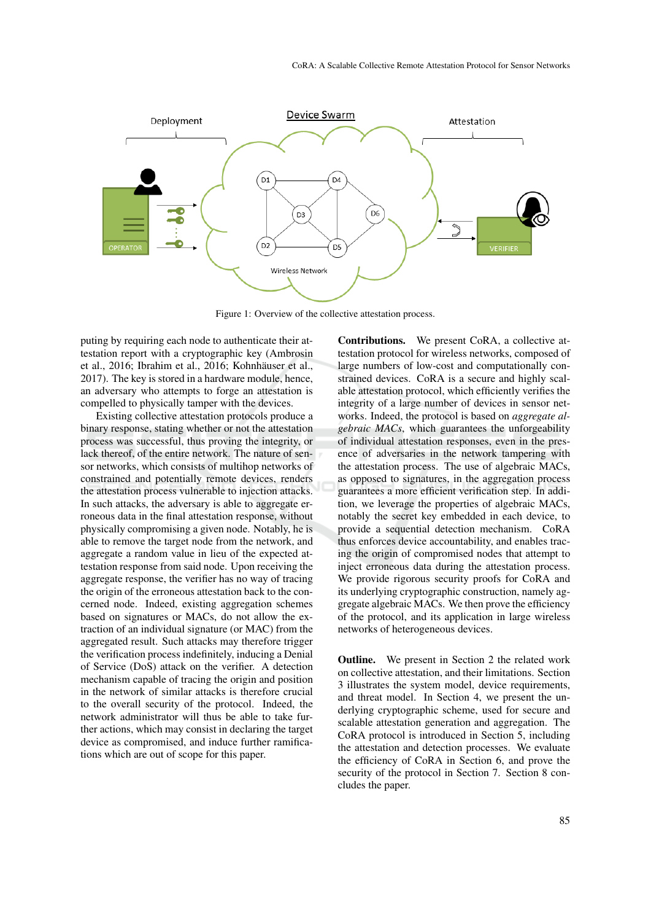Figure 1: Overview of the collective attestation process.

puting by requiring each node to authenticate their attestation report with a cryptographic key (Ambrosin et al., 2016; Ibrahim et al., 2016; Kohnhäuser et al., 2017). The key is stored in a hardware module, hence, an adversary who attempts to forge an attestation is compelled to physically tamper with the devices.

Existing collective attestation protocols produce a binary response, stating whether or not the attestation process was successful, thus proving the integrity, or lack thereof, of the entire network. The nature of sensor networks, which consists of multihop networks of constrained and potentially remote devices, renders the attestation process vulnerable to injection attacks. In such attacks, the adversary is able to aggregate erroneous data in the final attestation response, without physically compromising a given node. Notably, he is able to remove the target node from the network, and aggregate a random value in lieu of the expected attestation response from said node. Upon receiving the aggregate response, the verifier has no way of tracing the origin of the erroneous attestation back to the concerned node. Indeed, existing aggregation schemes based on signatures or MACs, do not allow the extraction of an individual signature (or MAC) from the aggregated result. Such attacks may therefore trigger the verification process indefinitely, inducing a Denial of Service (DoS) attack on the verifier. A detection mechanism capable of tracing the origin and position in the network of similar attacks is therefore crucial to the overall security of the protocol. Indeed, the network administrator will thus be able to take further actions, which may consist in declaring the target device as compromised, and induce further ramifications which are out of scope for this paper.

**Contributions.** We present CoRA, a collective attestation protocol for wireless networks, composed of large numbers of low-cost and computationally constrained devices. CoRA is a secure and highly scalable attestation protocol, which efficiently verifies the integrity of a large number of devices in sensor networks. Indeed, the protocol is based on *aggregate algebraic MACs*, which guarantees the unforgeability of individual attestation responses, even in the presence of adversaries in the network tampering with the attestation process. The use of algebraic MACs, as opposed to signatures, in the aggregation process guarantees a more efficient verification step. In addition, we leverage the properties of algebraic MACs, notably the secret key embedded in each device, to provide a sequential detection mechanism. CoRA thus enforces device accountability, and enables tracing the origin of compromised nodes that attempt to inject erroneous data during the attestation process. We provide rigorous security proofs for CoRA and its underlying cryptographic construction, namely aggregate algebraic MACs. We then prove the efficiency of the protocol, and its application in large wireless networks of heterogeneous devices.

**Outline.** We present in Section 2 the related work on collective attestation, and their limitations. Section 3 illustrates the system model, device requirements, and threat model. In Section 4, we present the underlying cryptographic scheme for secure and scalable attestation generation and aggregation. The CoRA protocol is introduced in Section 5, including the attestation and detection processes. We evaluate the efficiency of CoRA in Section 6, and prove the security of the protocol in Section 7. Section 8 concludes the paper.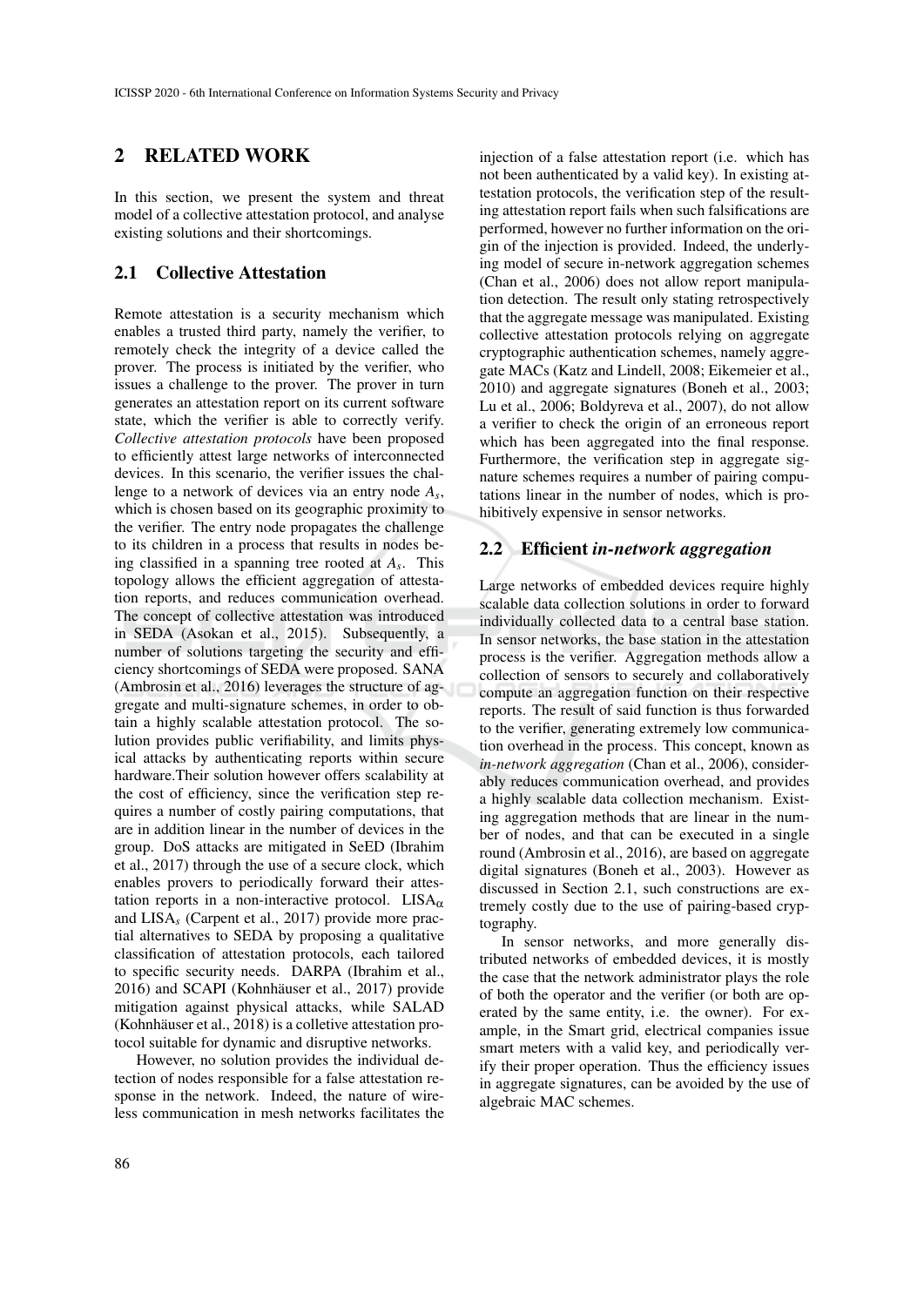## 2 RELATED WORK

In this section, we present the system and threat model of a collective attestation protocol, and analyse existing solutions and their shortcomings.

### 2.1 Collective Attestation

Remote attestation is a security mechanism which enables a trusted third party, namely the verifier, to remotely check the integrity of a device called the prover. The process is initiated by the verifier, who issues a challenge to the prover. The prover in turn generates an attestation report on its current software state, which the verifier is able to correctly verify. *Collective attestation protocols* have been proposed to efficiently attest large networks of interconnected devices. In this scenario, the verifier issues the challenge to a network of devices via an entry node $A_s$, which is chosen based on its geographic proximity to the verifier. The entry node propagates the challenge to its children in a process that results in nodes being classified in a spanning tree rooted at $A_s$. This topology allows the efficient aggregation of attestation reports, and reduces communication overhead. The concept of collective attestation was introduced in SEDA (Asokan et al., 2015). Subsequently, a number of solutions targeting the security and efficiency shortcomings of SEDA were proposed. SANA (Ambrosin et al., 2016) leverages the structure of aggregate and multi-signature schemes, in order to obtain a highly scalable attestation protocol. The solution provides public verifiability, and limits physical attacks by authenticating reports within secure hardware.Their solution however offers scalability at the cost of efficiency, since the verification step requires a number of costly pairing computations, that are in addition linear in the number of devices in the group. DoS attacks are mitigated in SeED (Ibrahim et al., 2017) through the use of a secure clock, which enables provers to periodically forward their attestation reports in a non-interactive protocol. LISA$_\alpha$ and LISA$_s$ (Carpent et al., 2017) provide more practical alternatives to SEDA by proposing a qualitative classification of attestation protocols, each tailored to specific security needs. DARPA (Ibrahim et al., 2016) and SCAPI (Kohnhäuser et al., 2017) provide mitigation against physical attacks, while SALAD (Kohnhäuser et al., 2018) is a colletive attestation protocol suitable for dynamic and disruptive networks.

However, no solution provides the individual detection of nodes responsible for a false attestation response in the network. Indeed, the nature of wireless communication in mesh networks facilitates the injection of a false attestation report (i.e. which has not been authenticated by a valid key). In existing attestation protocols, the verification step of the resulting attestation report fails when such falsifications are performed, however no further information on the origin of the injection is provided. Indeed, the underlying model of secure in-network aggregation schemes (Chan et al., 2006) does not allow report manipulation detection. The result only stating retrospectively that the aggregate message was manipulated. Existing collective attestation protocols relying on aggregate cryptographic authentication schemes, namely aggregate MACs (Katz and Lindell, 2008; Eikemeier et al., 2010) and aggregate signatures (Boneh et al., 2003; Lu et al., 2006; Boldyreva et al., 2007), do not allow a verifier to check the origin of an erroneous report which has been aggregated into the final response. Furthermore, the verification step in aggregate signature schemes requires a number of pairing computations linear in the number of nodes, which is prohibitively expensive in sensor networks.

### 2.2 Efficient *in-network aggregation*

Large networks of embedded devices require highly scalable data collection solutions in order to forward individually collected data to a central base station. In sensor networks, the base station in the attestation process is the verifier. Aggregation methods allow a collection of sensors to securely and collaboratively compute an aggregation function on their respective reports. The result of said function is thus forwarded to the verifier, generating extremely low communication overhead in the process. This concept, known as *in-network aggregation* (Chan et al., 2006), considerably reduces communication overhead, and provides a highly scalable data collection mechanism. Existing aggregation methods that are linear in the number of nodes, and that can be executed in a single round (Ambrosin et al., 2016), are based on aggregate digital signatures (Boneh et al., 2003). However as discussed in Section 2.1, such constructions are extremely costly due to the use of pairing-based cryptography.

In sensor networks, and more generally distributed networks of embedded devices, it is mostly the case that the network administrator plays the role of both the operator and the verifier (or both are operated by the same entity, i.e. the owner). For example, in the Smart grid, electrical companies issue smart meters with a valid key, and periodically verify their proper operation. Thus the efficiency issues in aggregate signatures, can be avoided by the use of algebraic MAC schemes.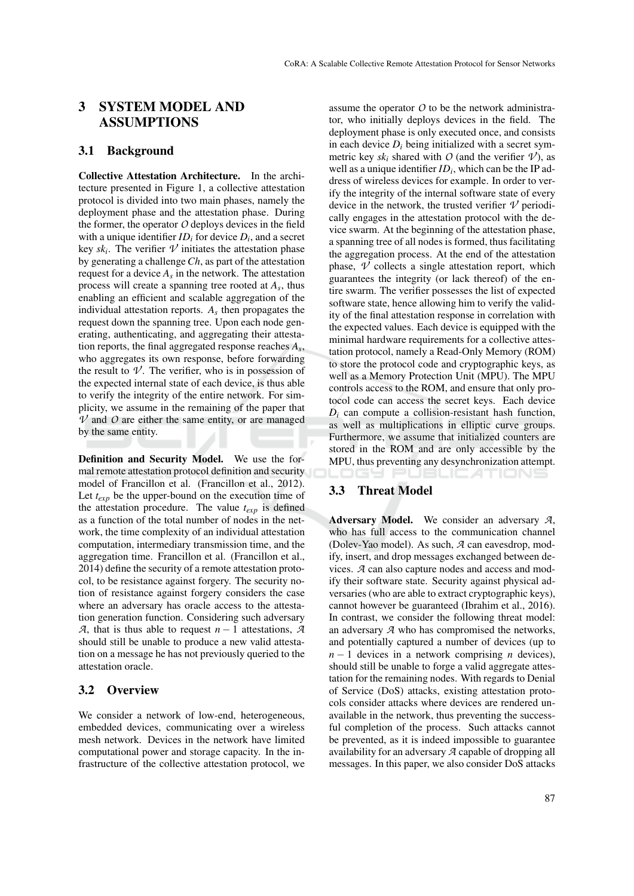## 3 SYSTEM MODEL AND ASSUMPTIONS

### 3.1 Background

**Collective Attestation Architecture.** In the architecture presented in Figure 1, a collective attestation protocol is divided into two main phases, namely the deployment phase and the attestation phase. During the former, the operator $O$ deploys devices in the field with a unique identifier $ID_i$ for device $D_i$, and a secret key $sk_i$. The verifier $\mathcal{V}$ initiates the attestation phase by generating a challenge $Ch$, as part of the attestation request for a device $A_s$ in the network. The attestation process will create a spanning tree rooted at $A_s$, thus enabling an efficient and scalable aggregation of the individual attestation reports. $A_s$ then propagates the request down the spanning tree. Upon each node generating, authenticating, and aggregating their attestation reports, the final aggregated response reaches $A_s$, who aggregates its own response, before forwarding the result to $\mathcal{V}$. The verifier, who is in possession of the expected internal state of each device, is thus able to verify the integrity of the entire network. For simplicity, we assume in the remaining of the paper that $\mathcal{V}$ and $O$ are either the same entity, or are managed by the same entity.

**Definition and Security Model.** We use the formal remote attestation protocol definition and security model of Francillon et al. (Francillon et al., 2012). Let $t_{exp}$ be the upper-bound on the execution time of the attestation procedure. The value $t_{exp}$ is defined as a function of the total number of nodes in the network, the time complexity of an individual attestation computation, intermediary transmission time, and the aggregation time. Francillon et al. (Francillon et al., 2014) define the security of a remote attestation protocol, to be resistance against forgery. The security notion of resistance against forgery considers the case where an adversary has oracle access to the attestation generation function. Considering such adversary $\mathcal{A}$, that is thus able to request $n-1$ attestations, $\mathcal{A}$ should still be unable to produce a new valid attestation on a message he has not previously queried to the attestation oracle.

### 3.2 Overview

We consider a network of low-end, heterogeneous, embedded devices, communicating over a wireless mesh network. Devices in the network have limited computational power and storage capacity. In the infrastructure of the collective attestation protocol, we assume the operator $O$ to be the network administrator, who initially deploys devices in the field. The deployment phase is only executed once, and consists in each device $D_i$ being initialized with a secret symmetric key $sk_i$ shared with $O$ (and the verifier $\mathcal{V}$), as well as a unique identifier $ID_i$, which can be the IP address of wireless devices for example. In order to verify the integrity of the internal software state of every device in the network, the trusted verifier $\mathcal{V}$ periodically engages in the attestation protocol with the device swarm. At the beginning of the attestation phase, a spanning tree of all nodes is formed, thus facilitating the aggregation process. At the end of the attestation phase, $\mathcal{V}$ collects a single attestation report, which guarantees the integrity (or lack thereof) of the entire swarm. The verifier possesses the list of expected software state, hence allowing him to verify the validity of the final attestation response in correlation with the expected values. Each device is equipped with the minimal hardware requirements for a collective attestation protocol, namely a Read-Only Memory (ROM) to store the protocol code and cryptographic keys, as well as a Memory Protection Unit (MPU). The MPU controls access to the ROM, and ensure that only protocol code can access the secret keys. Each device $D_i$ can compute a collision-resistant hash function, as well as multiplications in elliptic curve groups. Furthermore, we assume that initialized counters are stored in the ROM and are only accessible by the MPU, thus preventing any desynchronization attempt.

### 3.3 Threat Model

**Adversary Model.** We consider an adversary $\mathcal{A}$, who has full access to the communication channel (Dolev-Yao model). As such, $\mathcal{A}$ can eavesdrop, modify, insert, and drop messages exchanged between devices. $\mathcal{A}$ can also capture nodes and access and modify their software state. Security against physical adversaries (who are able to extract cryptographic keys), cannot however be guaranteed (Ibrahim et al., 2016). In contrast, we consider the following threat model: an adversary $\mathcal{A}$ who has compromised the networks, and potentially captured a number of devices (up to $n-1$ devices in a network comprising $n$ devices), should still be unable to forge a valid aggregate attestation for the remaining nodes. With regards to Denial of Service (DoS) attacks, existing attestation protocols consider attacks where devices are rendered unavailable in the network, thus preventing the successful completion of the process. Such attacks cannot be prevented, as it is indeed impossible to guarantee availability for an adversary $\mathcal{A}$ capable of dropping all messages. In this paper, we also consider DoS attacks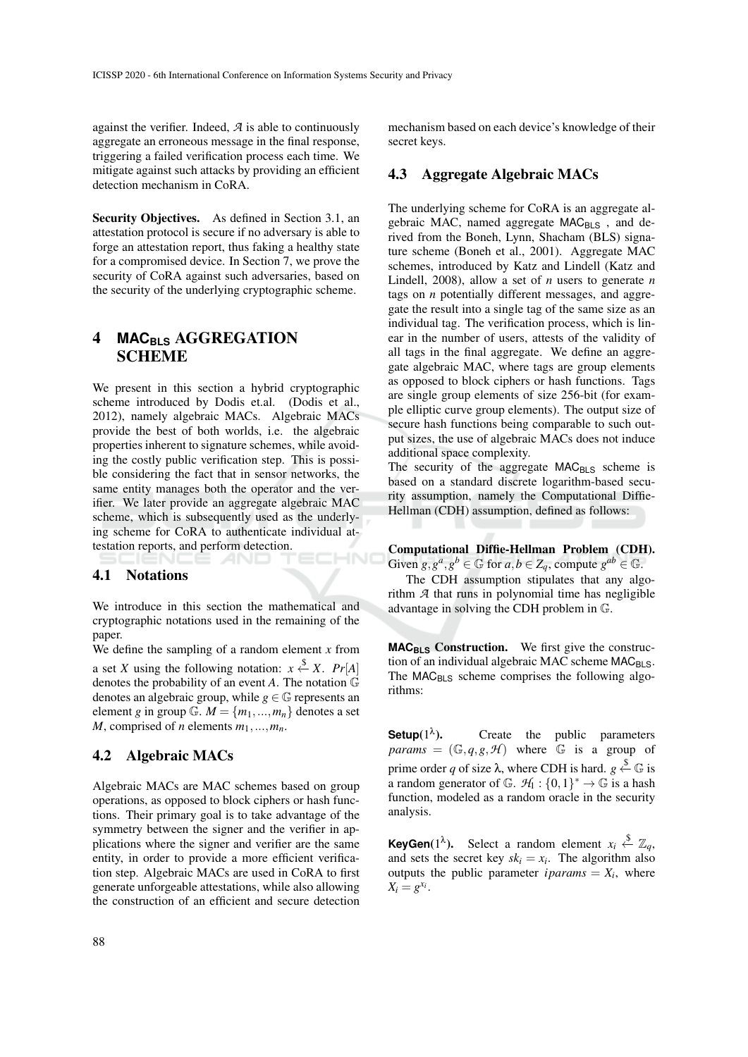against the verifier. Indeed, $\mathcal{A}$ is able to continuously aggregate an erroneous message in the final response, triggering a failed verification process each time. We mitigate against such attacks by providing an efficient detection mechanism in CoRA.

**Security Objectives.** As defined in Section 3.1, an attestation protocol is secure if no adversary is able to forge an attestation report, thus faking a healthy state for a compromised device. In Section 7, we prove the security of CoRA against such adversaries, based on the security of the underlying cryptographic scheme.

# 4 MAC$_{\mathsf{BLS}}$ AGGREGATION SCHEME

We present in this section a hybrid cryptographic scheme introduced by Dodis et.al. (Dodis et al., 2012), namely algebraic MACs. Algebraic MACs provide the best of both worlds, i.e. the algebraic properties inherent to signature schemes, while avoiding the costly public verification step. This is possible considering the fact that in sensor networks, the same entity manages both the operator and the verifier. We later provide an aggregate algebraic MAC scheme, which is subsequently used as the underlying scheme for CoRA to authenticate individual attestation reports, and perform detection.

## 4.1 Notations

We introduce in this section the mathematical and cryptographic notations used in the remaining of the paper.

We define the sampling of a random element $x$ from a set $X$ using the following notation: $x \xleftarrow{\$} X$. $Pr[A]$ denotes the probability of an event $A$. The notation $\mathbb{G}$ denotes an algebraic group, while $g \in \mathbb{G}$ represents an element $g$ in group $\mathbb{G}$. $M = \{m_1, ..., m_n\}$ denotes a set $M$, comprised of $n$ elements $m_1, ..., m_n$.

## 4.2 Algebraic MACs

Algebraic MACs are MAC schemes based on group operations, as opposed to block ciphers or hash functions. Their primary goal is to take advantage of the symmetry between the signer and the verifier in applications where the signer and verifier are the same entity, in order to provide a more efficient verification step. Algebraic MACs are used in CoRA to first generate unforgeable attestations, while also allowing the construction of an efficient and secure detection mechanism based on each device's knowledge of their secret keys.

## 4.3 Aggregate Algebraic MACs

The underlying scheme for CoRA is an aggregate algebraic MAC, named aggregate $\mathsf{MAC}_{\mathsf{BLS}}$ , and derived from the Boneh, Lynn, Shacham (BLS) signature scheme (Boneh et al., 2001). Aggregate MAC schemes, introduced by Katz and Lindell (Katz and Lindell, 2008), allow a set of $n$ users to generate $n$ tags on $n$ potentially different messages, and aggregate the result into a single tag of the same size as an individual tag. The verification process, which is linear in the number of users, attests of the validity of all tags in the final aggregate. We define an aggregate algebraic MAC, where tags are group elements as opposed to block ciphers or hash functions. Tags are single group elements of size 256-bit (for example elliptic curve group elements). The output size of secure hash functions being comparable to such output sizes, the use of algebraic MACs does not induce additional space complexity.

The security of the aggregate $\mathsf{MAC}_{\mathsf{BLS}}$ scheme is based on a standard discrete logarithm-based security assumption, namely the Computational Diffie-Hellman (CDH) assumption, defined as follows:

**Computational Diffie-Hellman Problem (CDH).** Given $g, g^a, g^b \in \mathbb{G}$ for $a, b \in Z_q$, compute $g^{ab} \in \mathbb{G}$.

The CDH assumption stipulates that any algorithm $\mathcal{A}$ that runs in polynomial time has negligible advantage in solving the CDH problem in $\mathbb{G}$.

**$\mathsf{MAC}_{\mathsf{BLS}}$ Construction.** We first give the construction of an individual algebraic MAC scheme $\mathsf{MAC}_{\mathsf{BLS}}$. The $\mathsf{MAC}_{\mathsf{BLS}}$ scheme comprises the following algorithms:

**Setup**$(1^\lambda)$. Create the public parameters $params = (\mathbb{G}, q, g, \mathcal{H})$ where $\mathbb{G}$ is a group of prime order $q$ of size $\lambda$, where CDH is hard. $g \xleftarrow{\$} \mathbb{G}$ is a random generator of $\mathbb{G}$. $\mathcal{H}_1 : \{0,1\}^* \rightarrow \mathbb{G}$ is a hash function, modeled as a random oracle in the security analysis.

**KeyGen**$(1^\lambda)$. Select a random element $x_i \xleftarrow{\$} \mathbb{Z}_q$, and sets the secret key $sk_i = x_i$. The algorithm also outputs the public parameter $iparams = X_i$, where $X_i = g^{x_i}$.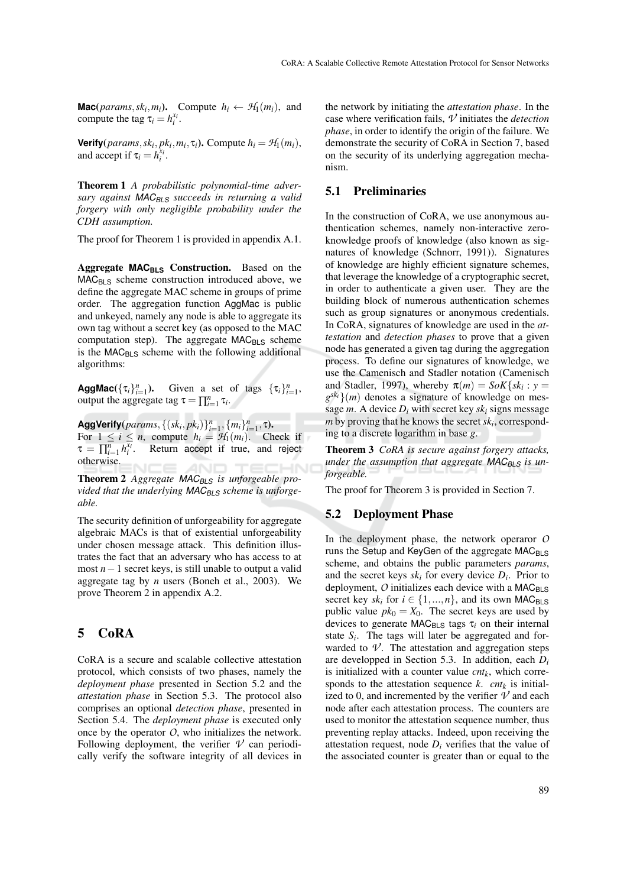**Mac**($params, sk_i, m_i$). Compute $h_i \leftarrow \mathcal{H}_1(m_i)$, and compute the tag $\tau_i = h_i^{x_i}$.

**Verify**($params, sk_i, pk_i, m_i, \tau_i$). Compute $h_i = \mathcal{H}_1(m_i)$, and accept if $\tau_i = h_i^{x_i}$.

**Theorem 1** *A probabilistic polynomial-time adversary against $\mathsf{MAC_{BLS}}$ succeeds in returning a valid forgery with only negligible probability under the CDH assumption.*

The proof for Theorem 1 is provided in appendix A.1.

**Aggregate $\mathsf{MAC_{BLS}}$ Construction.** Based on the $\mathsf{MAC_{BLS}}$ scheme construction introduced above, we define the aggregate MAC scheme in groups of prime order. The aggregation function AggMac is public and unkeyed, namely any node is able to aggregate its own tag without a secret key (as opposed to the MAC computation step). The aggregate $\mathsf{MAC_{BLS}}$ scheme is the $\mathsf{MAC_{BLS}}$ scheme with the following additional algorithms:

**AggMac**($\{\tau_i\}_{i=1}^n$). Given a set of tags $\{\tau_i\}_{i=1}^n$, output the aggregate tag $\tau = \prod_{i=1}^n \tau_i$.

**AggVerify**($params, \{(sk_i, pk_i)\}_{i=1}^n, \{m_i\}_{i=1}^n, \tau$). For $1 \leq i \leq n$, compute $h_i = \mathcal{H}_1(m_i)$. Check if $\tau = \prod_{i=1}^n h_i^{x_i}$. Return accept if true, and reject otherwise.

**Theorem 2** *Aggregate $\mathsf{MAC_{BLS}}$ is unforgeable provided that the underlying $\mathsf{MAC_{BLS}}$ scheme is unforgeable.*

The security definition of unforgeability for aggregate algebraic MACs is that of existential unforgeability under chosen message attack. This definition illustrates the fact that an adversary who has access to at most $n-1$ secret keys, is still unable to output a valid aggregate tag by $n$ users (Boneh et al., 2003). We prove Theorem 2 in appendix A.2.

# 5 CoRA

CoRA is a secure and scalable collective attestation protocol, which consists of two phases, namely the *deployment phase* presented in Section 5.2 and the *attestation phase* in Section 5.3. The protocol also comprises an optional *detection phase*, presented in Section 5.4. The *deployment phase* is executed only once by the operator $O$, who initializes the network. Following deployment, the verifier $\mathcal{V}$ can periodically verify the software integrity of all devices in the network by initiating the *attestation phase*. In the case where verification fails, $\mathcal{V}$ initiates the *detection phase*, in order to identify the origin of the failure. We demonstrate the security of CoRA in Section 7, based on the security of its underlying aggregation mechanism.

## 5.1 Preliminaries

In the construction of CoRA, we use anonymous authentication schemes, namely non-interactive zero-knowledge proofs of knowledge (also known as signatures of knowledge (Schnorr, 1991)). Signatures of knowledge are highly efficient signature schemes, that leverage the knowledge of a cryptographic secret, in order to authenticate a given user. They are the building block of numerous authentication schemes such as group signatures or anonymous credentials. In CoRA, signatures of knowledge are used in the *attestation* and *detection phases* to prove that a given node has generated a given tag during the aggregation process. To define our signatures of knowledge, we use the Camenisch and Stadler notation (Camenisch and Stadler, 1997), whereby $\pi(m) = SoK\{sk_i : y = g^{sk_i}\}(m)$ denotes a signature of knowledge on message $m$. A device $D_i$ with secret key $sk_i$ signs message $m$ by proving that he knows the secret $sk_i$, corresponding to a discrete logarithm in base $g$.

**Theorem 3** *CoRA is secure against forgery attacks, under the assumption that aggregate $\mathsf{MAC_{BLS}}$ is unforgeable.*

The proof for Theorem 3 is provided in Section 7.

## 5.2 Deployment Phase

In the deployment phase, the network operaror $O$ runs the Setup and KeyGen of the aggregate $\mathsf{MAC_{BLS}}$ scheme, and obtains the public parameters *params*, and the secret keys $sk_i$ for every device $D_i$. Prior to deployment, $O$ initializes each device with a $\mathsf{MAC_{BLS}}$ secret key $sk_i$ for $i \in \{1, ..., n\}$, and its own $\mathsf{MAC_{BLS}}$ public value $pk_0 = X_0$. The secret keys are used by devices to generate $\mathsf{MAC_{BLS}}$ tags $\tau_i$ on their internal state $S_i$. The tags will later be aggregated and forwarded to $\mathcal{V}$. The attestation and aggregation steps are developped in Section 5.3. In addition, each $D_i$ is initialized with a counter value $cnt_k$, which corresponds to the attestation sequence $k$. $cnt_k$ is initialized to 0, and incremented by the verifier $\mathcal{V}$ and each node after each attestation process. The counters are used to monitor the attestation sequence number, thus preventing replay attacks. Indeed, upon receiving the attestation request, node $D_i$ verifies that the value of the associated counter is greater than or equal to the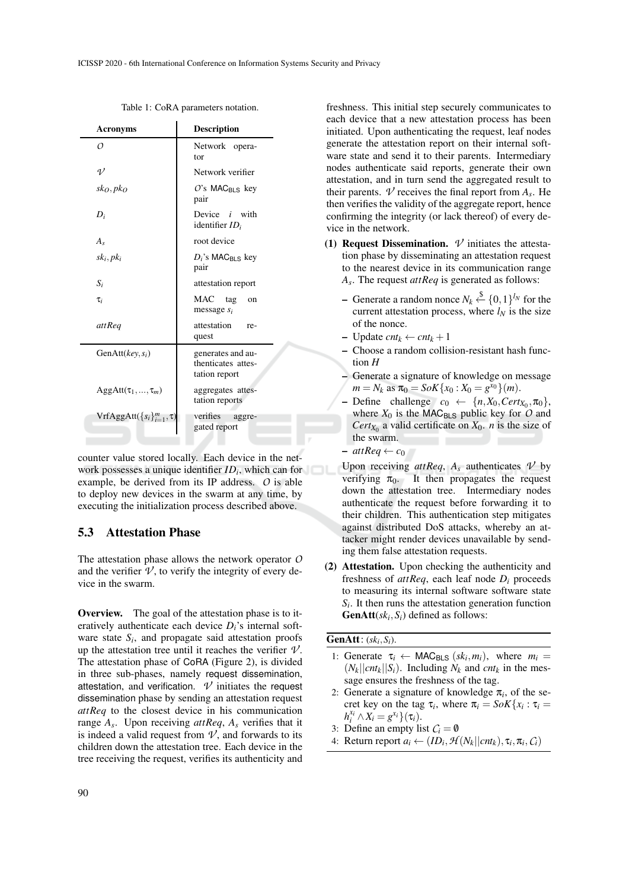Table 1: CoRA parameters notation.

| Acronyms | Description |
|---|---|
| $\mathcal{O}$ | Network operator |
| $\mathcal{V}$ | Network verifier |
| $sk_O, pk_O$ | $\mathcal{O}$'s $\mathsf{MAC_{BLS}}$ key pair |
| $D_i$ | Device $i$ with identifier $ID_i$ |
| $A_s$ | root device |
| $sk_i, pk_i$ | $D_i$'s $\mathsf{MAC_{BLS}}$ key pair |
| $S_i$ | attestation report |
| $\tau_i$ | MAC tag on message $s_i$ |
| $attReq$ | attestation request |
| GenAtt$(key, s_i)$ | generates and authenticates attestation report |
| AggAtt$(\tau_1, ..., \tau_m)$ | aggregates attestation reports |
| VrfAggAtt$(\{s_i\}_{i=1}^m, \tau)$ | verifies aggregated report |

counter value stored locally. Each device in the network possesses a unique identifier $ID_i$, which can for example, be derived from its IP address. $\mathcal{O}$ is able to deploy new devices in the swarm at any time, by executing the initialization process described above.

## 5.3 Attestation Phase

The attestation phase allows the network operator $\mathcal{O}$ and the verifier $\mathcal{V}$, to verify the integrity of every device in the swarm.

**Overview.** The goal of the attestation phase is to iteratively authenticate each device $D_i$'s internal software state $S_i$, and propagate said attestation proofs up the attestation tree until it reaches the verifier $\mathcal{V}$. The attestation phase of CoRA (Figure 2), is divided in three sub-phases, namely request dissemination, attestation, and verification. $\mathcal{V}$ initiates the request dissemination phase by sending an attestation request $attReq$ to the closest device in his communication range $A_s$. Upon receiving $attReq$, $A_s$ verifies that it is indeed a valid request from $\mathcal{V}$, and forwards to its children down the attestation tree. Each device in the tree receiving the request, verifies its authenticity and freshness. This initial step securely communicates to each device that a new attestation process has been initiated. Upon authenticating the request, leaf nodes generate the attestation report on their internal software state and send it to their parents. Intermediary nodes authenticate said reports, generate their own attestation, and in turn send the aggregated result to their parents. $\mathcal{V}$ receives the final report from $A_s$. He then verifies the validity of the aggregate report, hence confirming the integrity (or lack thereof) of every device in the network.

**(1) Request Dissemination.** $\mathcal{V}$ initiates the attestation phase by disseminating an attestation request to the nearest device in its communication range $A_s$. The request $attReq$ is generated as follows:

- Generate a random nonce $N_k \xleftarrow{\$} \{0,1\}^{l_N}$ for the current attestation process, where $l_N$ is the size of the nonce.
- Update $cnt_k \leftarrow cnt_k + 1$
- Choose a random collision-resistant hash function $H$
- Generate a signature of knowledge on message $m = N_k$ as $\pi_0 = SoK\{x_0 : X_0 = g^{x_0}\}(m)$.
- Define challenge $c_0 \leftarrow \{n, X_0, Cert_{X_0}, \pi_0\}$, where $X_0$ is the $\mathsf{MAC_{BLS}}$ public key for $\mathcal{O}$ and $Cert_{X_0}$ a valid certificate on $X_0$. $n$ is the size of the swarm.
- $attReq \leftarrow c_0$

Upon receiving $attReq$, $A_s$ authenticates $\mathcal{V}$ by verifying $\pi_0$. It then propagates the request down the attestation tree. Intermediary nodes authenticate the request before forwarding it to their children. This authentication step mitigates against distributed DoS attacks, whereby an attacker might render devices unavailable by sending them false attestation requests.

**(2) Attestation.** Upon checking the authenticity and freshness of $attReq$, each leaf node $D_i$ proceeds to measuring its internal software software state $S_i$. It then runs the attestation generation function **GenAtt**$(sk_i, S_i)$ defined as follows:

---

**GenAtt** : $(sk_i, S_i)$.

1: Generate $\tau_i \leftarrow \mathsf{MAC_{BLS}}\ (sk_i, m_i)$, where $m_i = (N_k || cnt_k || S_i)$. Including $N_k$ and $cnt_k$ in the message ensures the freshness of the tag.
2: Generate a signature of knowledge $\pi_i$, of the secret key on the tag $\tau_i$, where $\pi_i = SoK\{x_i : \tau_i = h_i^{x_i} \wedge X_i = g^{x_i}\}(\tau_i)$.
3: Define an empty list $\mathcal{C}_i = \emptyset$
4: Return report $a_i \leftarrow (ID_i, \mathcal{H}(N_k || cnt_k), \tau_i, \pi_i, \mathcal{C}_i)$

---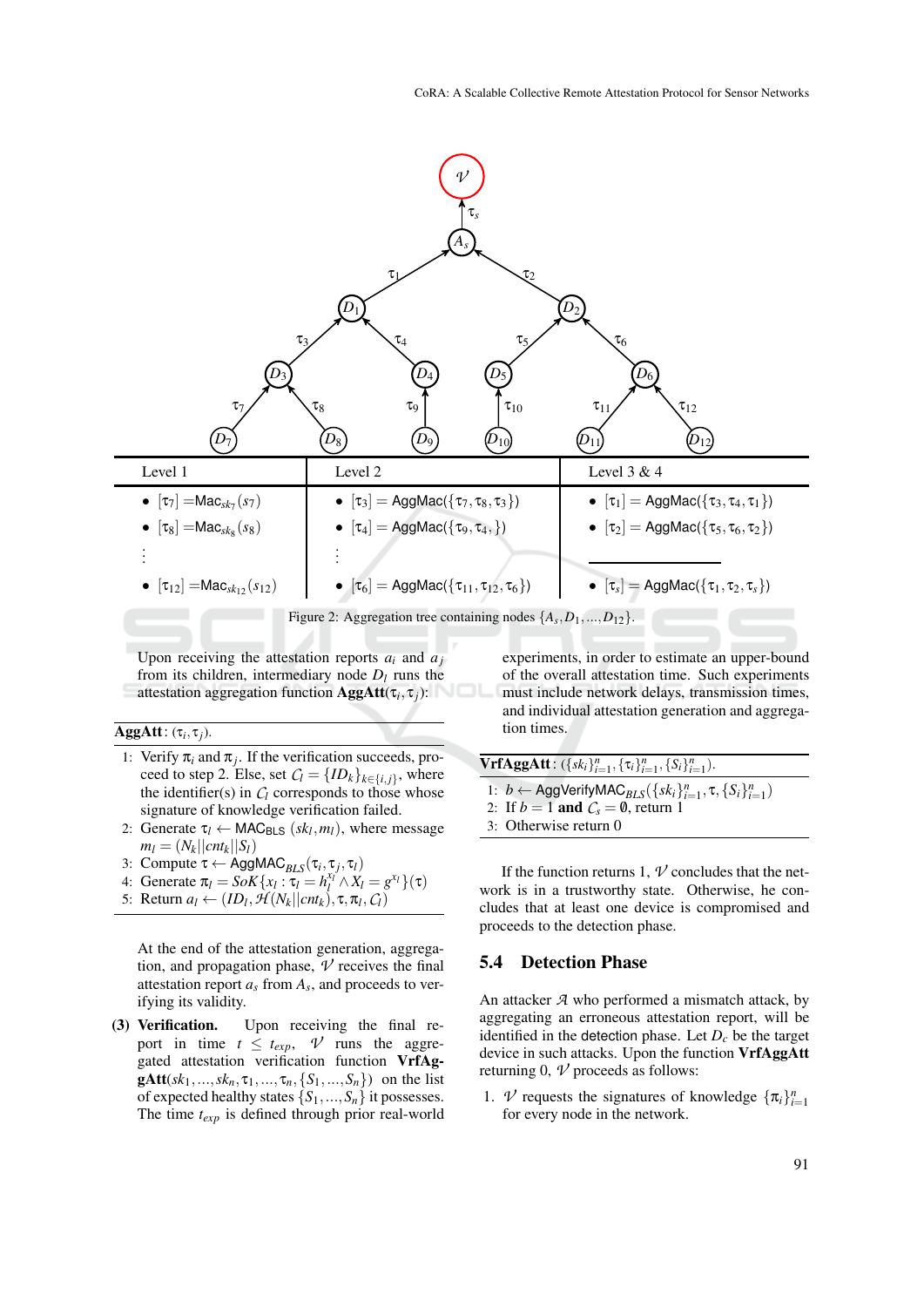| Level 1 | Level 2 | Level 3 & 4 |
|---|---|---|
| • $[\tau_7] = \mathsf{Mac}_{sk_7}(s_7)$ | • $[\tau_3] = \mathsf{AggMac}(\{\tau_7, \tau_8, \tau_3\})$ | • $[\tau_1] = \mathsf{AggMac}(\{\tau_3, \tau_4, \tau_1\})$ |
| • $[\tau_8] = \mathsf{Mac}_{sk_8}(s_8)$ | • $[\tau_4] = \mathsf{AggMac}(\{\tau_9, \tau_4, \})$ | • $[\tau_2] = \mathsf{AggMac}(\{\tau_5, \tau_6, \tau_2\})$ |
| ⋮ | ⋮ | |
| • $[\tau_{12}] = \mathsf{Mac}_{sk_{12}}(s_{12})$ | • $[\tau_6] = \mathsf{AggMac}(\{\tau_{11}, \tau_{12}, \tau_6\})$ | • $[\tau_s] = \mathsf{AggMac}(\{\tau_1, \tau_2, \tau_s\})$ |

Figure 2: Aggregation tree containing nodes $\{A_s, D_1, ..., D_{12}\}$.

Upon receiving the attestation reports $a_i$ and $a_j$ from its children, intermediary node $D_l$ runs the attestation aggregation function **AggAtt**$(\tau_i, \tau_j)$:

**AggAtt**: $(\tau_i, \tau_j)$.

1: Verify $\pi_i$ and $\pi_j$. If the verification succeeds, proceed to step 2. Else, set $\mathcal{C}_l = \{ID_k\}_{k \in \{i,j\}}$, where the identifier(s) in $\mathcal{C}_l$ corresponds to those whose signature of knowledge verification failed.
2: Generate $\tau_l \leftarrow \mathsf{MAC}_{\mathsf{BLS}}(sk_l, m_l)$, where message $m_l = (N_k||cnt_k||S_l)$
3: Compute $\tau \leftarrow \mathsf{AggMAC}_{BLS}(\tau_i, \tau_j, \tau_l)$
4: Generate $\pi_l = SoK\{x_l : \tau_l = h_l^{x_l} \wedge X_l = g^{x_l}\}(\tau)$
5: Return $a_l \leftarrow (ID_l, \mathcal{H}(N_k||cnt_k), \tau, \pi_l, \mathcal{C}_l)$

At the end of the attestation generation, aggregation, and propagation phase, $\mathcal{V}$ receives the final attestation report $a_s$ from $A_s$, and proceeds to verifying its validity.

**(3) Verification.** Upon receiving the final report in time $t \leq t_{exp}$, $\mathcal{V}$ runs the aggregated attestation verification function **VrfAggAtt**$(sk_1, ..., sk_n, \tau_1, ..., \tau_n, \{S_1, ..., S_n\})$ on the list of expected healthy states $\{S_1, ..., S_n\}$ it possesses. The time $t_{exp}$ is defined through prior real-world experiments, in order to estimate an upper-bound of the overall attestation time. Such experiments must include network delays, transmission times, and individual attestation generation and aggregation times.

**VrfAggAtt**: $(\{sk_i\}_{i=1}^n, \{\tau_i\}_{i=1}^n, \{S_i\}_{i=1}^n)$.

1: $b \leftarrow \mathsf{AggVerifyMAC}_{BLS}(\{sk_i\}_{i=1}^n, \tau, \{S_i\}_{i=1}^n)$
2: If $b = 1$ **and** $\mathcal{C}_s = \emptyset$, return 1
3: Otherwise return 0

If the function returns 1, $\mathcal{V}$ concludes that the network is in a trustworthy state. Otherwise, he concludes that at least one device is compromised and proceeds to the detection phase.

### 5.4 Detection Phase

An attacker $\mathcal{A}$ who performed a mismatch attack, by aggregating an erroneous attestation report, will be identified in the detection phase. Let $D_c$ be the target device in such attacks. Upon the function **VrfAggAtt** returning 0, $\mathcal{V}$ proceeds as follows:

1. $\mathcal{V}$ requests the signatures of knowledge $\{\pi_i\}_{i=1}^n$ for every node in the network.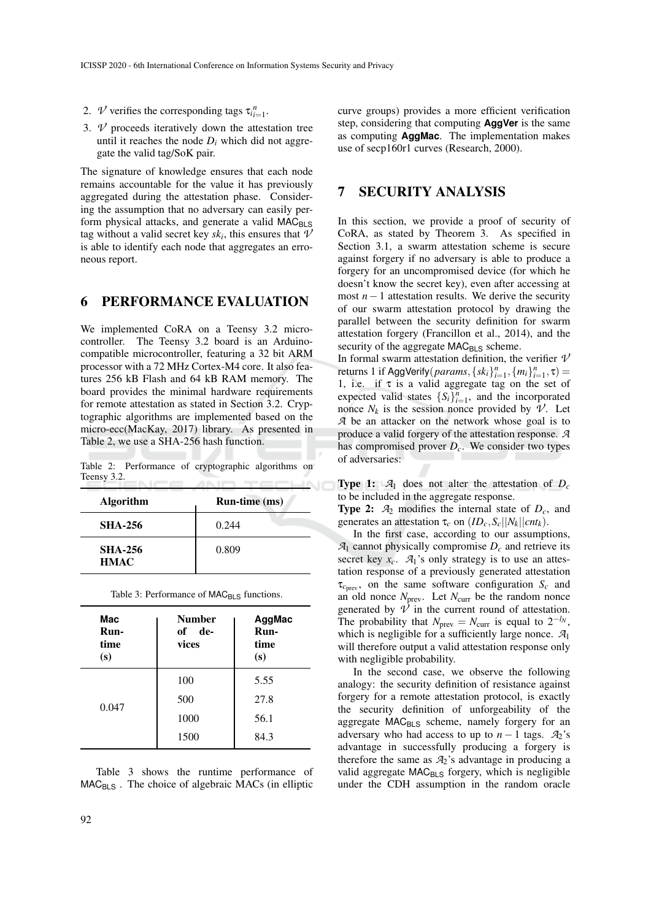2. $\mathcal{V}$ verifies the corresponding tags $\tau_{i}{}_{i=1}^{n}$.
3. $\mathcal{V}$ proceeds iteratively down the attestation tree until it reaches the node $D_i$ which did not aggregate the valid tag/SoK pair.

The signature of knowledge ensures that each node remains accountable for the value it has previously aggregated during the attestation phase. Considering the assumption that no adversary can easily perform physical attacks, and generate a valid $\mathsf{MAC_{BLS}}$ tag without a valid secret key $sk_i$, this ensures that $\mathcal{V}$ is able to identify each node that aggregates an erroneous report.

# 6 PERFORMANCE EVALUATION

We implemented CoRA on a Teensy 3.2 microcontroller. The Teensy 3.2 board is an Arduino-compatible microcontroller, featuring a 32 bit ARM processor with a 72 MHz Cortex-M4 core. It also features 256 kB Flash and 64 kB RAM memory. The board provides the minimal hardware requirements for remote attestation as stated in Section 3.2. Cryptographic algorithms are implemented based on the micro-ecc(MacKay, 2017) library. As presented in Table 2, we use a SHA-256 hash function.

Table 2: Performance of cryptographic algorithms on Teensy 3.2.

| Algorithm | Run-time (ms) |
|---|---|
| **SHA-256** | 0.244 |
| **SHA-256 HMAC** | 0.809 |

Table 3: Performance of $\mathsf{MAC_{BLS}}$ functions.

| Mac Run-time (s) | Number of devices | AggMac Run-time (s) |
|---|---|---|
| 0.047 | 100 | 5.55 |
| | 500 | 27.8 |
| | 1000 | 56.1 |
| | 1500 | 84.3 |

Table 3 shows the runtime performance of $\mathsf{MAC_{BLS}}$ . The choice of algebraic MACs (in elliptic curve groups) provides a more efficient verification step, considering that computing **AggVer** is the same as computing **AggMac**. The implementation makes use of secp160r1 curves (Research, 2000).

# 7 SECURITY ANALYSIS

In this section, we provide a proof of security of CoRA, as stated by Theorem 3. As specified in Section 3.1, a swarm attestation scheme is secure against forgery if no adversary is able to produce a forgery for an uncompromised device (for which he doesn't know the secret key), even after accessing at most $n-1$ attestation results. We derive the security of our swarm attestation protocol by drawing the parallel between the security definition for swarm attestation forgery (Francillon et al., 2014), and the security of the aggregate $\mathsf{MAC_{BLS}}$ scheme.

In formal swarm attestation definition, the verifier $\mathcal{V}$ returns 1 if $\mathsf{AggVerify}(params, \{sk_i\}_{i=1}^{n}, \{m_i\}_{i=1}^{n}, \tau) = 1$, i.e. if $\tau$ is a valid aggregate tag on the set of expected valid states $\{S_i\}_{i=1}^{n}$, and the incorporated nonce $N_k$ is the session nonce provided by $\mathcal{V}$. Let $\mathcal{A}$ be an attacker on the network whose goal is to produce a valid forgery of the attestation response. $\mathcal{A}$ has compromised prover $D_c$. We consider two types of adversaries:

**Type 1:** $\mathcal{A}_1$ does not alter the attestation of $D_c$ to be included in the aggregate response.

**Type 2:** $\mathcal{A}_2$ modifies the internal state of $D_c$, and generates an attestation $\tau_c$ on $(ID_c, S_c||N_k||cnt_k)$.

In the first case, according to our assumptions, $\mathcal{A}_1$ cannot physically compromise $D_c$ and retrieve its secret key $x_c$. $\mathcal{A}_1$'s only strategy is to use an attestation response of a previously generated attestation $\tau_{c_{\text{prev}}}$, on the same software configuration $S_c$ and an old nonce $N_{\text{prev}}$. Let $N_{\text{curr}}$ be the random nonce generated by $\mathcal{V}$ in the current round of attestation. The probability that $N_{\text{prev}} = N_{\text{curr}}$ is equal to $2^{-l_N}$, which is negligible for a sufficiently large nonce. $\mathcal{A}_1$ will therefore output a valid attestation response only with negligible probability.

In the second case, we observe the following analogy: the security definition of resistance against forgery for a remote attestation protocol, is exactly the security definition of unforgeability of the aggregate $\mathsf{MAC_{BLS}}$ scheme, namely forgery for an adversary who had access to up to $n-1$ tags. $\mathcal{A}_2$'s advantage in successfully producing a forgery is therefore the same as $\mathcal{A}_2$'s advantage in producing a valid aggregate $\mathsf{MAC_{BLS}}$ forgery, which is negligible under the CDH assumption in the random oracle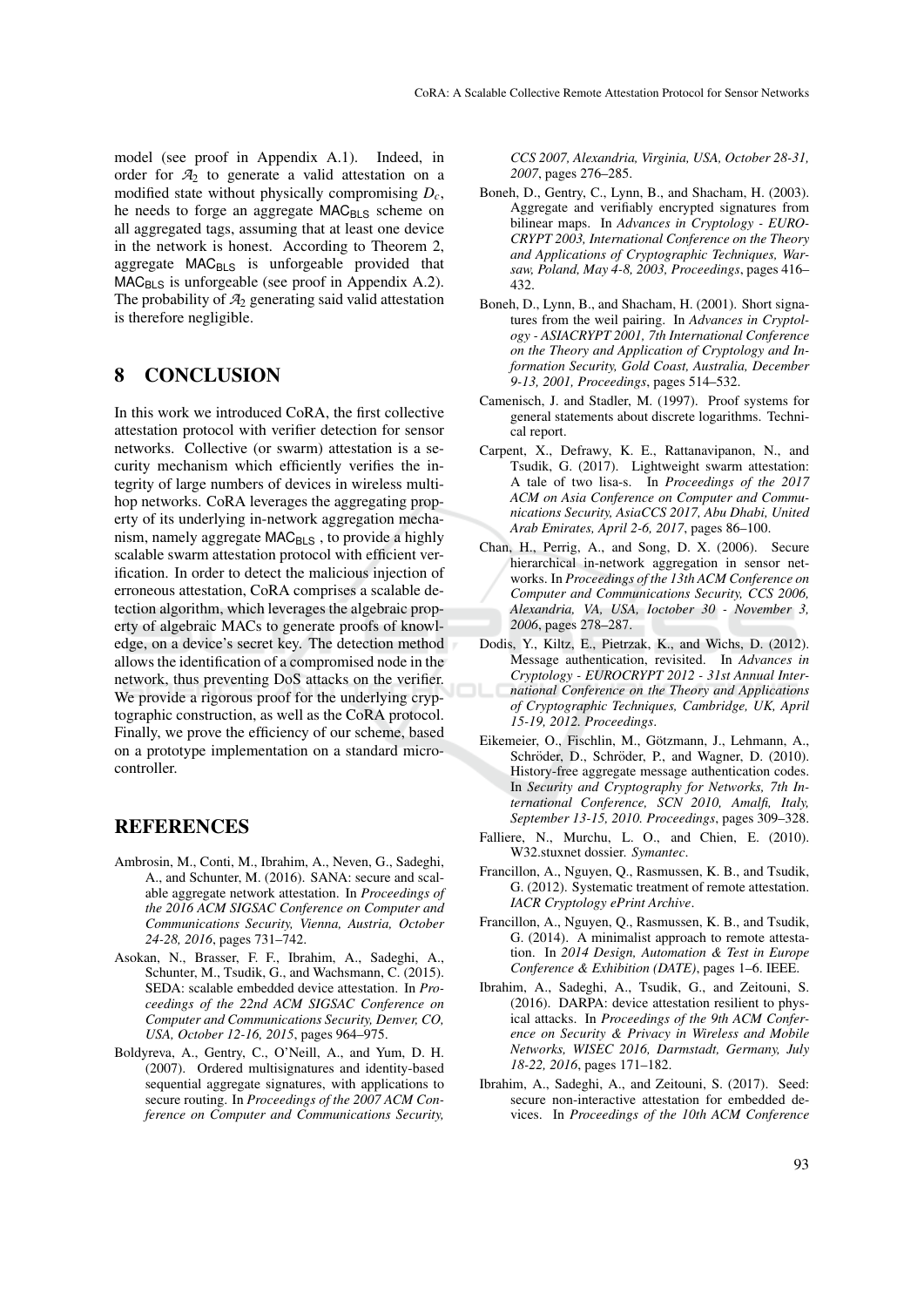model (see proof in Appendix A.1). Indeed, in order for $\mathcal{A}_2$ to generate a valid attestation on a modified state without physically compromising $D_c$, he needs to forge an aggregate $\mathsf{MAC}_{\mathsf{BLS}}$ scheme on all aggregated tags, assuming that at least one device in the network is honest. According to Theorem 2, aggregate $\mathsf{MAC}_{\mathsf{BLS}}$ is unforgeable provided that $\mathsf{MAC}_{\mathsf{BLS}}$ is unforgeable (see proof in Appendix A.2). The probability of $\mathcal{A}_2$ generating said valid attestation is therefore negligible.

## 8 CONCLUSION

In this work we introduced CoRA, the first collective attestation protocol with verifier detection for sensor networks. Collective (or swarm) attestation is a security mechanism which efficiently verifies the integrity of large numbers of devices in wireless multihop networks. CoRA leverages the aggregating property of its underlying in-network aggregation mechanism, namely aggregate $\mathsf{MAC}_{\mathsf{BLS}}$ , to provide a highly scalable swarm attestation protocol with efficient verification. In order to detect the malicious injection of erroneous attestation, CoRA comprises a scalable detection algorithm, which leverages the algebraic property of algebraic MACs to generate proofs of knowledge, on a device's secret key. The detection method allows the identification of a compromised node in the network, thus preventing DoS attacks on the verifier. We provide a rigorous proof for the underlying cryptographic construction, as well as the CoRA protocol. Finally, we prove the efficiency of our scheme, based on a prototype implementation on a standard microcontroller.

## REFERENCES

Ambrosin, M., Conti, M., Ibrahim, A., Neven, G., Sadeghi, A., and Schunter, M. (2016). SANA: secure and scalable aggregate network attestation. In *Proceedings of the 2016 ACM SIGSAC Conference on Computer and Communications Security, Vienna, Austria, October 24-28, 2016*, pages 731–742.

Asokan, N., Brasser, F. F., Ibrahim, A., Sadeghi, A., Schunter, M., Tsudik, G., and Wachsmann, C. (2015). SEDA: scalable embedded device attestation. In *Proceedings of the 22nd ACM SIGSAC Conference on Computer and Communications Security, Denver, CO, USA, October 12-16, 2015*, pages 964–975.

Boldyreva, A., Gentry, C., O'Neill, A., and Yum, D. H. (2007). Ordered multisignatures and identity-based sequential aggregate signatures, with applications to secure routing. In *Proceedings of the 2007 ACM Conference on Computer and Communications Security, CCS 2007, Alexandria, Virginia, USA, October 28-31, 2007*, pages 276–285.

Boneh, D., Gentry, C., Lynn, B., and Shacham, H. (2003). Aggregate and verifiably encrypted signatures from bilinear maps. In *Advances in Cryptology - EUROCRYPT 2003, International Conference on the Theory and Applications of Cryptographic Techniques, Warsaw, Poland, May 4-8, 2003, Proceedings*, pages 416–432.

Boneh, D., Lynn, B., and Shacham, H. (2001). Short signatures from the weil pairing. In *Advances in Cryptology - ASIACRYPT 2001, 7th International Conference on the Theory and Application of Cryptology and Information Security, Gold Coast, Australia, December 9-13, 2001, Proceedings*, pages 514–532.

Camenisch, J. and Stadler, M. (1997). Proof systems for general statements about discrete logarithms. Technical report.

Carpent, X., Defrawy, K. E., Rattanavipanon, N., and Tsudik, G. (2017). Lightweight swarm attestation: A tale of two lisa-s. In *Proceedings of the 2017 ACM on Asia Conference on Computer and Communications Security, AsiaCCS 2017, Abu Dhabi, United Arab Emirates, April 2-6, 2017*, pages 86–100.

Chan, H., Perrig, A., and Song, D. X. (2006). Secure hierarchical in-network aggregation in sensor networks. In *Proceedings of the 13th ACM Conference on Computer and Communications Security, CCS 2006, Alexandria, VA, USA, Ioctober 30 - November 3, 2006*, pages 278–287.

Dodis, Y., Kiltz, E., Pietrzak, K., and Wichs, D. (2012). Message authentication, revisited. In *Advances in Cryptology - EUROCRYPT 2012 - 31st Annual International Conference on the Theory and Applications of Cryptographic Techniques, Cambridge, UK, April 15-19, 2012. Proceedings*.

Eikemeier, O., Fischlin, M., Götzmann, J., Lehmann, A., Schröder, D., Schröder, P., and Wagner, D. (2010). History-free aggregate message authentication codes. In *Security and Cryptography for Networks, 7th International Conference, SCN 2010, Amalfi, Italy, September 13-15, 2010. Proceedings*, pages 309–328.

Falliere, N., Murchu, L. O., and Chien, E. (2010). W32.stuxnet dossier. *Symantec*.

Francillon, A., Nguyen, Q., Rasmussen, K. B., and Tsudik, G. (2012). Systematic treatment of remote attestation. *IACR Cryptology ePrint Archive*.

Francillon, A., Nguyen, Q., Rasmussen, K. B., and Tsudik, G. (2014). A minimalist approach to remote attestation. In *2014 Design, Automation & Test in Europe Conference & Exhibition (DATE)*, pages 1–6. IEEE.

Ibrahim, A., Sadeghi, A., Tsudik, G., and Zeitouni, S. (2016). DARPA: device attestation resilient to physical attacks. In *Proceedings of the 9th ACM Conference on Security & Privacy in Wireless and Mobile Networks, WISEC 2016, Darmstadt, Germany, July 18-22, 2016*, pages 171–182.

Ibrahim, A., Sadeghi, A., and Zeitouni, S. (2017). Seed: secure non-interactive attestation for embedded devices. In *Proceedings of the 10th ACM Conference*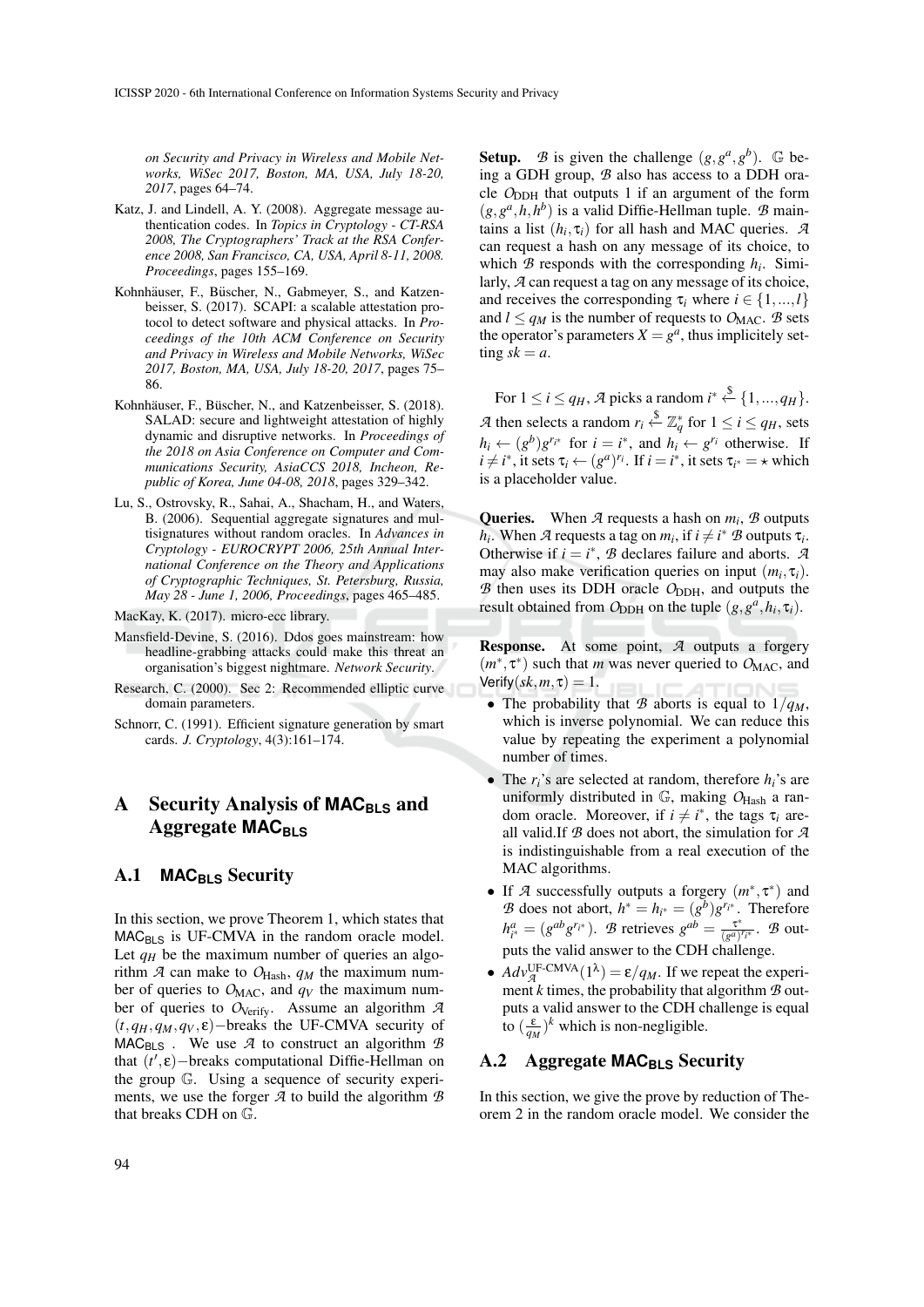*on Security and Privacy in Wireless and Mobile Networks, WiSec 2017, Boston, MA, USA, July 18-20, 2017*, pages 64–74.

Katz, J. and Lindell, A. Y. (2008). Aggregate message authentication codes. In *Topics in Cryptology - CT-RSA 2008, The Cryptographers' Track at the RSA Conference 2008, San Francisco, CA, USA, April 8-11, 2008. Proceedings*, pages 155–169.

Kohnhäuser, F., Büscher, N., Gabmeyer, S., and Katzenbeisser, S. (2017). SCAPI: a scalable attestation protocol to detect software and physical attacks. In *Proceedings of the 10th ACM Conference on Security and Privacy in Wireless and Mobile Networks, WiSec 2017, Boston, MA, USA, July 18-20, 2017*, pages 75–86.

Kohnhäuser, F., Büscher, N., and Katzenbeisser, S. (2018). SALAD: secure and lightweight attestation of highly dynamic and disruptive networks. In *Proceedings of the 2018 on Asia Conference on Computer and Communications Security, AsiaCCS 2018, Incheon, Republic of Korea, June 04-08, 2018*, pages 329–342.

Lu, S., Ostrovsky, R., Sahai, A., Shacham, H., and Waters, B. (2006). Sequential aggregate signatures and multisignatures without random oracles. In *Advances in Cryptology - EUROCRYPT 2006, 25th Annual International Conference on the Theory and Applications of Cryptographic Techniques, St. Petersburg, Russia, May 28 - June 1, 2006, Proceedings*, pages 465–485.

MacKay, K. (2017). micro-ecc library.

Mansfield-Devine, S. (2016). Ddos goes mainstream: how headline-grabbing attacks could make this threat an organisation's biggest nightmare. *Network Security*.

Research, C. (2000). Sec 2: Recommended elliptic curve domain parameters.

Schnorr, C. (1991). Efficient signature generation by smart cards. *J. Cryptology*, 4(3):161–174.

# A Security Analysis of MAC$_{\mathsf{BLS}}$ and Aggregate MAC$_{\mathsf{BLS}}$

## A.1 MAC$_{\mathsf{BLS}}$ Security

In this section, we prove Theorem 1, which states that MAC$_{\mathsf{BLS}}$ is UF-CMVA in the random oracle model. Let $q_H$ be the maximum number of queries an algorithm $\mathcal{A}$ can make to $O_{\text{Hash}}$, $q_M$ the maximum number of queries to $O_{\text{MAC}}$, and $q_V$ the maximum number of queries to $O_{\text{Verify}}$. Assume an algorithm $\mathcal{A}$ $(t, q_H, q_M, q_V, \varepsilon)-$breaks the UF-CMVA security of MAC$_{\mathsf{BLS}}$ . We use $\mathcal{A}$ to construct an algorithm $\mathcal{B}$ that $(t', \varepsilon)-$breaks computational Diffie-Hellman on the group $\mathbb{G}$. Using a sequence of security experiments, we use the forger $\mathcal{A}$ to build the algorithm $\mathcal{B}$ that breaks CDH on $\mathbb{G}$.

**Setup.** $\mathcal{B}$ is given the challenge $(g, g^a, g^b)$. $\mathbb{G}$ being a GDH group, $\mathcal{B}$ also has access to a DDH oracle $O_{\text{DDH}}$ that outputs 1 if an argument of the form $(g, g^a, h, h^b)$ is a valid Diffie-Hellman tuple. $\mathcal{B}$ maintains a list $(h_i, \tau_i)$ for all hash and MAC queries. $\mathcal{A}$ can request a hash on any message of its choice, to which $\mathcal{B}$ responds with the corresponding $h_i$. Similarly, $\mathcal{A}$ can request a tag on any message of its choice, and receives the corresponding $\tau_i$ where $i \in \{1, ..., l\}$ and $l \leq q_M$ is the number of requests to $O_{\text{MAC}}$. $\mathcal{B}$ sets the operator's parameters $X = g^a$, thus implicitely setting $sk = a$.

For $1 \leq i \leq q_H$, $\mathcal{A}$ picks a random $i^* \xleftarrow{\$} \{1, ..., q_H\}$. $\mathcal{A}$ then selects a random $r_i \xleftarrow{\$} \mathbb{Z}_q^*$ for $1 \leq i \leq q_H$, sets $h_i \leftarrow (g^b)g^{r_{i^*}}$ for $i = i^*$, and $h_i \leftarrow g^{r_i}$ otherwise. If $i \neq i^*$, it sets $\tau_i \leftarrow (g^a)^{r_i}$. If $i = i^*$, it sets $\tau_{i^*} = \star$ which is a placeholder value.

**Queries.** When $\mathcal{A}$ requests a hash on $m_i$, $\mathcal{B}$ outputs $h_i$. When $\mathcal{A}$ requests a tag on $m_i$, if $i \neq i^*$ $\mathcal{B}$ outputs $\tau_i$. Otherwise if $i = i^*$, $\mathcal{B}$ declares failure and aborts. $\mathcal{A}$ may also make verification queries on input $(m_i, \tau_i)$. $\mathcal{B}$ then uses its DDH oracle $O_{\text{DDH}}$, and outputs the result obtained from $O_{\text{DDH}}$ on the tuple $(g, g^a, h_i, \tau_i)$.

**Response.** At some point, $\mathcal{A}$ outputs a forgery $(m^*, \tau^*)$ such that $m$ was never queried to $O_{\text{MAC}}$, and $\mathsf{Verify}(sk, m, \tau) = 1$.

- The probability that $\mathcal{B}$ aborts is equal to $1/q_M$, which is inverse polynomial. We can reduce this value by repeating the experiment a polynomial number of times.
- The $r_i$'s are selected at random, therefore $h_i$'s are uniformly distributed in $\mathbb{G}$, making $O_{\text{Hash}}$ a random oracle. Moreover, if $i \neq i^*$, the tags $\tau_i$ areall valid.If $\mathcal{B}$ does not abort, the simulation for $\mathcal{A}$ is indistinguishable from a real execution of the MAC algorithms.
- If $\mathcal{A}$ successfully outputs a forgery $(m^*, \tau^*)$ and $\mathcal{B}$ does not abort, $h^* = h_{i^*} = (g^b)g^{r_{i^*}}$. Therefore $h_{i^*}^a = (g^{ab}g^{r_{i^*}})$. $\mathcal{B}$ retrieves $g^{ab} = \frac{\tau^*}{(g^a)^{r_{i^*}}}$. $\mathcal{B}$ outputs the valid answer to the CDH challenge.
- $Adv_{\mathcal{A}}^{\text{UF-CMVA}}(1^\lambda) = \varepsilon / q_M$. If we repeat the experiment $k$ times, the probability that algorithm $\mathcal{B}$ outputs a valid answer to the CDH challenge is equal to $(\frac{\varepsilon}{q_M})^k$ which is non-negligible.

## A.2 Aggregate MAC$_{\mathsf{BLS}}$ Security

In this section, we give the prove by reduction of Theorem 2 in the random oracle model. We consider the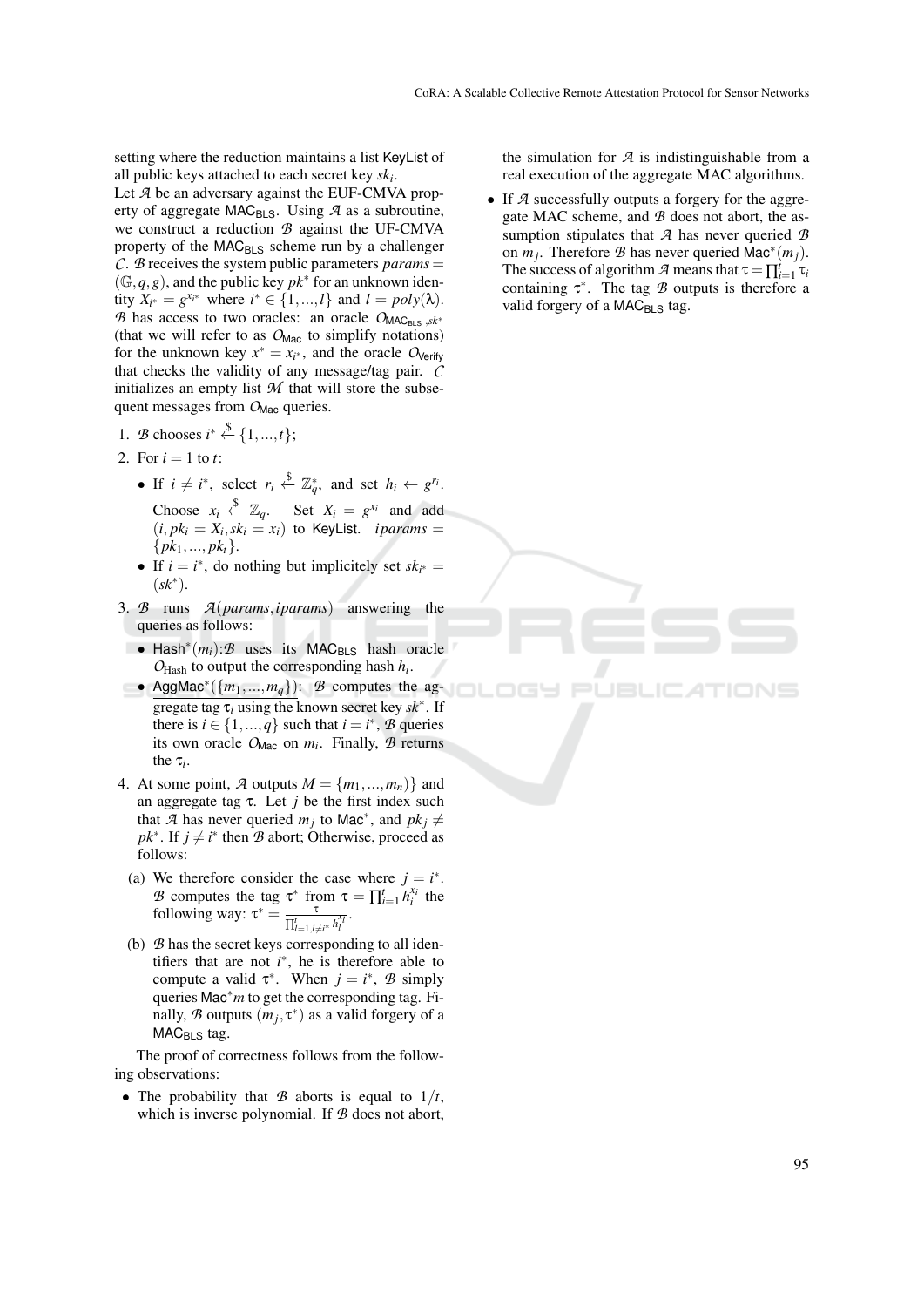setting where the reduction maintains a list KeyList of all public keys attached to each secret key $sk_i$.

Let $\mathcal{A}$ be an adversary against the EUF-CMVA property of aggregate $\mathsf{MAC_{BLS}}$. Using $\mathcal{A}$ as a subroutine, we construct a reduction $\mathcal{B}$ against the UF-CMVA property of the $\mathsf{MAC_{BLS}}$ scheme run by a challenger $\mathcal{C}$. $\mathcal{B}$ receives the system public parameters $params = (\mathbb{G}, q, g)$, and the public key $pk^*$ for an unknown identity $X_{i^*} = g^{x_{i^*}}$ where $i^* \in \{1, ..., l\}$ and $l = poly(\lambda)$. $\mathcal{B}$ has access to two oracles: an oracle $\mathcal{O}_{\mathsf{MAC_{BLS}}, sk^*}$ (that we will refer to as $\mathcal{O}_{\mathsf{Mac}}$ to simplify notations) for the unknown key $x^* = x_{i^*}$, and the oracle $\mathcal{O}_{\mathsf{Verify}}$ that checks the validity of any message/tag pair. $\mathcal{C}$ initializes an empty list $\mathcal{M}$ that will store the subsequent messages from $\mathcal{O}_{\mathsf{Mac}}$ queries.

1. $\mathcal{B}$ chooses $i^* \xleftarrow{\$} \{1, ..., t\}$;
2. For $i = 1$ to $t$:
   - If $i \neq i^*$, select $r_i \xleftarrow{\$} \mathbb{Z}_q^*$, and set $h_i \leftarrow g^{r_i}$. Choose $x_i \xleftarrow{\$} \mathbb{Z}_q$. Set $X_i = g^{x_i}$ and add $(i, pk_i = X_i, sk_i = x_i)$ to KeyList. $iparams = \{pk_1, ..., pk_t\}$.
   - If $i = i^*$, do nothing but implicitely set $sk_{i^*} = (sk^*)$.
3. $\mathcal{B}$ runs $\mathcal{A}(params, iparams)$ answering the queries as follows:
   - $\underline{\mathsf{Hash}^*(m_i)}$: $\mathcal{B}$ uses its $\mathsf{MAC_{BLS}}$ hash oracle $\mathcal{O}_{\text{Hash}}$ to output the corresponding hash $h_i$.
   - $\underline{\mathsf{AggMac}^*(\{m_1, ..., m_q\})}$: $\mathcal{B}$ computes the aggregate tag $\tau_i$ using the known secret key $sk^*$. If there is $i \in \{1, ..., q\}$ such that $i = i^*$, $\mathcal{B}$ queries its own oracle $\mathcal{O}_{\mathsf{Mac}}$ on $m_i$. Finally, $\mathcal{B}$ returns the $\tau_i$.
4. At some point, $\mathcal{A}$ outputs $M = \{m_1, ..., m_n)\}$ and an aggregate tag $\tau$. Let $j$ be the first index such that $\mathcal{A}$ has never queried $m_j$ to $\mathsf{Mac}^*$, and $pk_j \neq pk^*$. If $j \neq i^*$ then $\mathcal{B}$ abort; Otherwise, proceed as follows:
   (a) We therefore consider the case where $j = i^*$. $\mathcal{B}$ computes the tag $\tau^*$ from $\tau = \prod_{i=1}^{t} h_i^{x_i}$ the following way: $\tau^* = \frac{\tau}{\prod_{l=1, l \neq i^*}^{t} h_l^{x_l}}$.
   (b) $\mathcal{B}$ has the secret keys corresponding to all identifiers that are not $i^*$, he is therefore able to compute a valid $\tau^*$. When $j = i^*$, $\mathcal{B}$ simply queries $\mathsf{Mac}^* m$ to get the corresponding tag. Finally, $\mathcal{B}$ outputs $(m_j, \tau^*)$ as a valid forgery of a $\mathsf{MAC_{BLS}}$ tag.

The proof of correctness follows from the following observations:

- The probability that $\mathcal{B}$ aborts is equal to $1/t$, which is inverse polynomial. If $\mathcal{B}$ does not abort, the simulation for $\mathcal{A}$ is indistinguishable from a real execution of the aggregate MAC algorithms.
- If $\mathcal{A}$ successfully outputs a forgery for the aggregate MAC scheme, and $\mathcal{B}$ does not abort, the assumption stipulates that $\mathcal{A}$ has never queried $\mathcal{B}$ on $m_j$. Therefore $\mathcal{B}$ has never queried $\mathsf{Mac}^*(m_j)$. The success of algorithm $\mathcal{A}$ means that $\tau = \prod_{i=1}^{t} \tau_i$ containing $\tau^*$. The tag $\mathcal{B}$ outputs is therefore a valid forgery of a $\mathsf{MAC_{BLS}}$ tag.